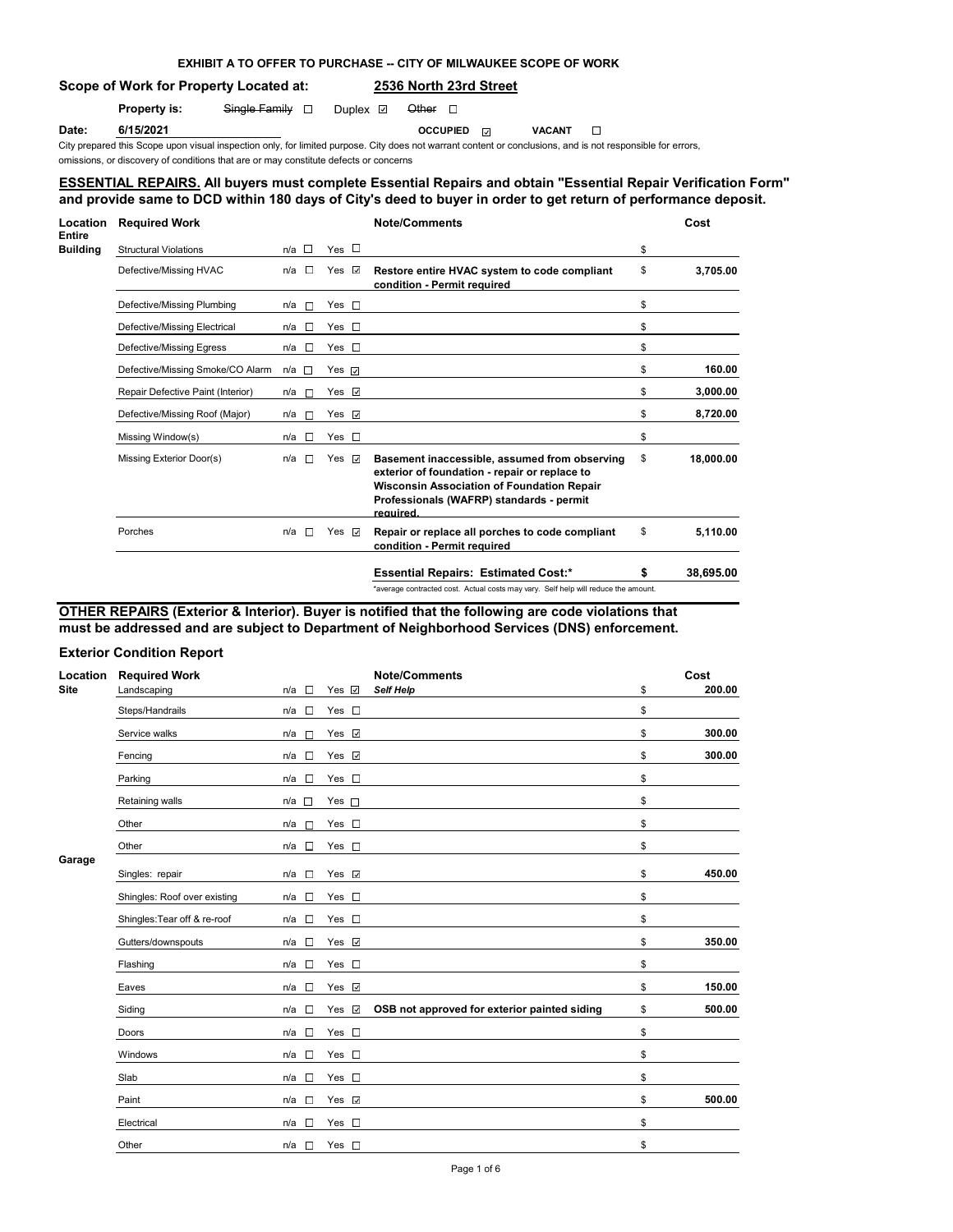**EXHIBIT A TO OFFER TO PURCHASE -- CITY OF MILWAUKEE SCOPE OF WORK**

**Scope of Work for Property Located at:** **2536 North 23rd Street**

**Property is:** ~~Single Family~~ ☐ Duplex ☑ ~~Other~~ ☐

**Date:** **6/15/2021** **OCCUPIED** ☑ **VACANT** ☐

City prepared this Scope upon visual inspection only, for limited purpose. City does not warrant content or conclusions, and is not responsible for errors, omissions, or discovery of conditions that are or may constitute defects or concerns

**ESSENTIAL REPAIRS. All buyers must complete Essential Repairs and obtain "Essential Repair Verification Form" and provide same to DCD within 180 days of City's deed to buyer in order to get return of performance deposit.**

| Location | Required Work | n/a | Yes | Note/Comments | Cost |
|---|---|---|---|---|---|
| Entire Building | Structural Violations | ☐ | ☐ | | $ |
| | Defective/Missing HVAC | ☐ | ☑ | **Restore entire HVAC system to code compliant condition - Permit required** | $ **3,705.00** |
| | Defective/Missing Plumbing | ☐ | ☐ | | $ |
| | Defective/Missing Electrical | ☐ | ☐ | | $ |
| | Defective/Missing Egress | ☐ | ☐ | | $ |
| | Defective/Missing Smoke/CO Alarm | ☐ | ☑ | | $ **160.00** |
| | Repair Defective Paint (Interior) | ☐ | ☑ | | $ **3,000.00** |
| | Defective/Missing Roof (Major) | ☐ | ☑ | | $ **8,720.00** |
| | Missing Window(s) | ☐ | ☐ | | $ |
| | Missing Exterior Door(s) | ☐ | ☑ | **Basement inaccessible, assumed from observing exterior of foundation - repair or replace to Wisconsin Association of Foundation Repair Professionals (WAFRP) standards - permit required.** | $ **18,000.00** |
| | Porches | ☐ | ☑ | **Repair or replace all porches to code compliant condition - Permit required** | $ **5,110.00** |
| | | | | **Essential Repairs: Estimated Cost:*** | **$ 38,695.00** |

*average contracted cost. Actual costs may vary. Self help will reduce the amount.

**OTHER REPAIRS (Exterior & Interior). Buyer is notified that the following are code violations that must be addressed and are subject to Department of Neighborhood Services (DNS) enforcement.**

### Exterior Condition Report

| Location | Required Work | n/a | Yes | Note/Comments | Cost |
|---|---|---|---|---|---|
| Site | Landscaping | ☐ | ☑ | ***Self Help*** | $ **200.00** |
| | Steps/Handrails | ☐ | ☐ | | $ |
| | Service walks | ☐ | ☑ | | $ **300.00** |
| | Fencing | ☐ | ☑ | | $ **300.00** |
| | Parking | ☐ | ☐ | | $ |
| | Retaining walls | ☐ | ☐ | | $ |
| | Other | ☐ | ☐ | | $ |
| | Other | ☐ | ☐ | | $ |
| Garage | Singles: repair | ☐ | ☑ | | $ **450.00** |
| | Shingles: Roof over existing | ☐ | ☐ | | $ |
| | Shingles:Tear off & re-roof | ☐ | ☐ | | $ |
| | Gutters/downspouts | ☐ | ☑ | | $ **350.00** |
| | Flashing | ☐ | ☐ | | $ |
| | Eaves | ☐ | ☑ | | $ **150.00** |
| | Siding | ☐ | ☑ | **OSB not approved for exterior painted siding** | $ **500.00** |
| | Doors | ☐ | ☐ | | $ |
| | Windows | ☐ | ☐ | | $ |
| | Slab | ☐ | ☐ | | $ |
| | Paint | ☐ | ☑ | | $ **500.00** |
| | Electrical | ☐ | ☐ | | $ |
| | Other | ☐ | ☐ | | $ |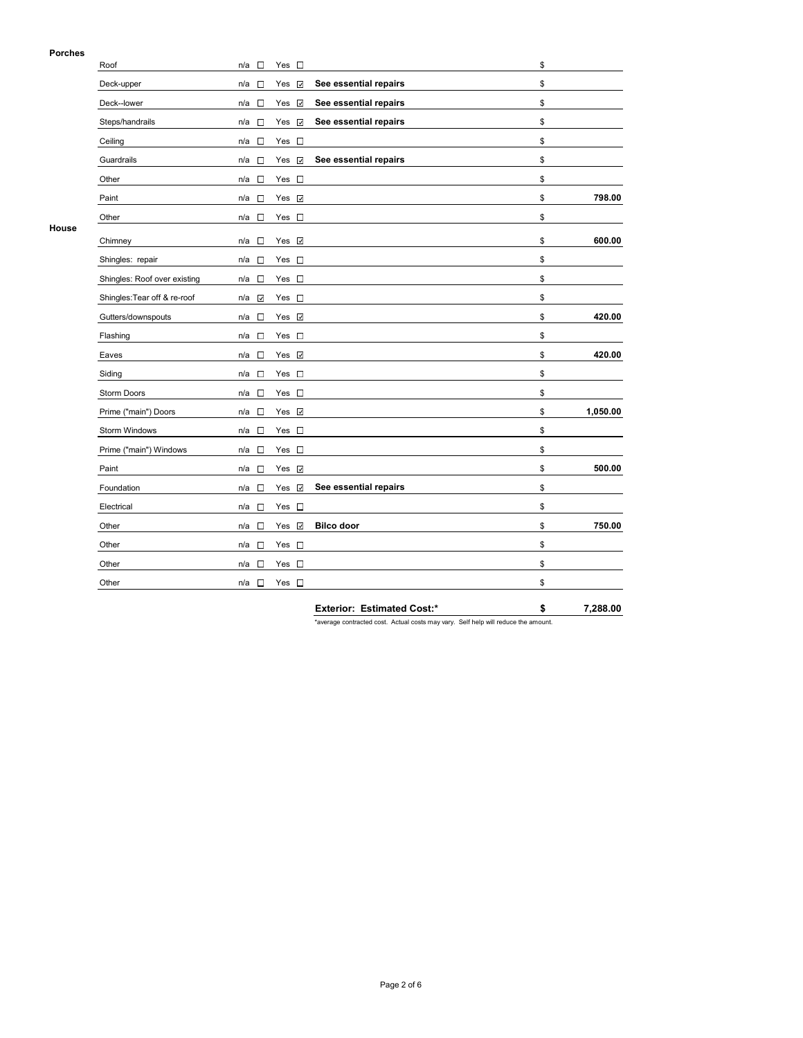| Section | Item | n/a | Yes | Notes | Cost |
|---|---|---|---|---|---|
| **Porches** | Roof | ☐ | ☐ | | $ |
| | Deck-upper | ☐ | ☑ | **See essential repairs** | $ |
| | Deck--lower | ☐ | ☑ | **See essential repairs** | $ |
| | Steps/handrails | ☐ | ☑ | **See essential repairs** | $ |
| | Ceiling | ☐ | ☐ | | $ |
| | Guardrails | ☐ | ☑ | **See essential repairs** | $ |
| | Other | ☐ | ☐ | | $ |
| | Paint | ☐ | ☑ | | $ **798.00** |
| | Other | ☐ | ☐ | | $ |
| **House** | Chimney | ☐ | ☑ | | $ **600.00** |
| | Shingles: repair | ☐ | ☐ | | $ |
| | Shingles: Roof over existing | ☐ | ☐ | | $ |
| | Shingles:Tear off & re-roof | ☑ | ☐ | | $ |
| | Gutters/downspouts | ☐ | ☑ | | $ **420.00** |
| | Flashing | ☐ | ☐ | | $ |
| | Eaves | ☐ | ☑ | | $ **420.00** |
| | Siding | ☐ | ☐ | | $ |
| | Storm Doors | ☐ | ☐ | | $ |
| | Prime ("main") Doors | ☐ | ☑ | | $ **1,050.00** |
| | Storm Windows | ☐ | ☐ | | $ |
| | Prime ("main") Windows | ☐ | ☐ | | $ |
| | Paint | ☐ | ☑ | | $ **500.00** |
| | Foundation | ☐ | ☑ | **See essential repairs** | $ |
| | Electrical | ☐ | ☐ | | $ |
| | Other | ☐ | ☑ | **Bilco door** | $ **750.00** |
| | Other | ☐ | ☐ | | $ |
| | Other | ☐ | ☐ | | $ |
| | Other | ☐ | ☐ | | $ |
| | | | | **Exterior: Estimated Cost:*** | **$ 7,288.00** |

*average contracted cost. Actual costs may vary. Self help will reduce the amount.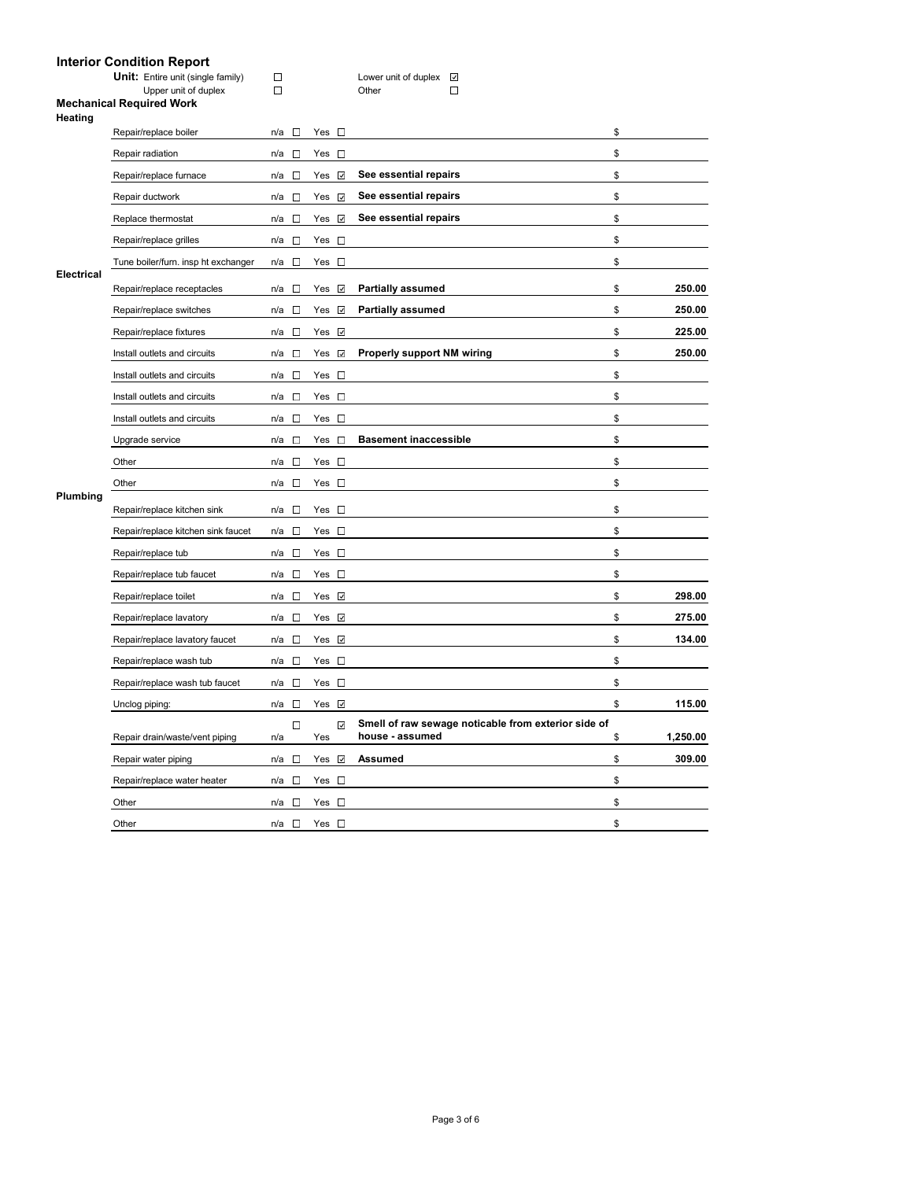## Interior Condition Report

**Unit:** Entire unit (single family) ☐ &nbsp;&nbsp; Lower unit of duplex ☑
Upper unit of duplex ☐ &nbsp;&nbsp; Other ☐

### Mechanical Required Work

| Category | Item | n/a | Yes | Notes | Cost |
|---|---|---|---|---|---|
| **Heating** | Repair/replace boiler | ☐ | ☐ | | $ |
| | Repair radiation | ☐ | ☐ | | $ |
| | Repair/replace furnace | ☐ | ☑ | **See essential repairs** | $ |
| | Repair ductwork | ☐ | ☑ | **See essential repairs** | $ |
| | Replace thermostat | ☐ | ☑ | **See essential repairs** | $ |
| | Repair/replace grilles | ☐ | ☐ | | $ |
| | Tune boiler/furn. insp ht exchanger | ☐ | ☐ | | $ |
| **Electrical** | Repair/replace receptacles | ☐ | ☑ | **Partially assumed** | $ **250.00** |
| | Repair/replace switches | ☐ | ☑ | **Partially assumed** | $ **250.00** |
| | Repair/replace fixtures | ☐ | ☑ | | $ **225.00** |
| | Install outlets and circuits | ☐ | ☑ | **Properly support NM wiring** | $ **250.00** |
| | Install outlets and circuits | ☐ | ☐ | | $ |
| | Install outlets and circuits | ☐ | ☐ | | $ |
| | Install outlets and circuits | ☐ | ☐ | | $ |
| | Upgrade service | ☐ | ☐ | **Basement inaccessible** | $ |
| | Other | ☐ | ☐ | | $ |
| | Other | ☐ | ☐ | | $ |
| **Plumbing** | Repair/replace kitchen sink | ☐ | ☐ | | $ |
| | Repair/replace kitchen sink faucet | ☐ | ☐ | | $ |
| | Repair/replace tub | ☐ | ☐ | | $ |
| | Repair/replace tub faucet | ☐ | ☐ | | $ |
| | Repair/replace toilet | ☐ | ☑ | | $ **298.00** |
| | Repair/replace lavatory | ☐ | ☑ | | $ **275.00** |
| | Repair/replace lavatory faucet | ☐ | ☑ | | $ **134.00** |
| | Repair/replace wash tub | ☐ | ☐ | | $ |
| | Repair/replace wash tub faucet | ☐ | ☐ | | $ |
| | Unclog piping: | ☐ | ☑ | | $ **115.00** |
| | Repair drain/waste/vent piping | ☐ | ☑ | **Smell of raw sewage noticable from exterior side of house - assumed** | $ **1,250.00** |
| | Repair water piping | ☐ | ☑ | **Assumed** | $ **309.00** |
| | Repair/replace water heater | ☐ | ☐ | | $ |
| | Other | ☐ | ☐ | | $ |
| | Other | ☐ | ☐ | | $ |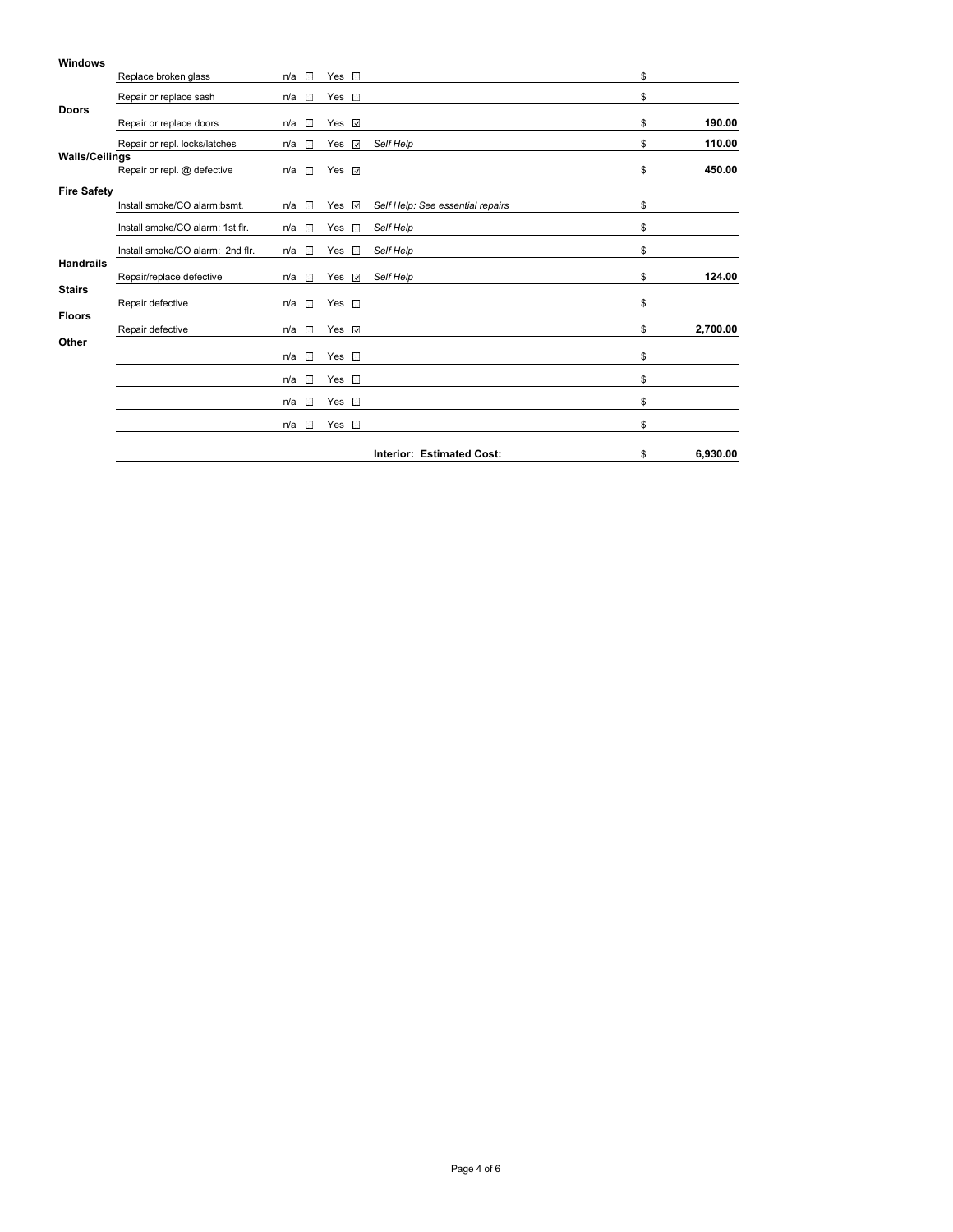| Category | Item | n/a | Yes | Notes | Cost |
|---|---|---|---|---|---|
| **Windows** | | | | | |
| | Replace broken glass | ☐ | ☐ | | $ |
| | Repair or replace sash | ☐ | ☐ | | $ |
| **Doors** | | | | | |
| | Repair or replace doors | ☐ | ☑ | | $ **190.00** |
| | Repair or repl. locks/latches | ☐ | ☑ | *Self Help* | $ **110.00** |
| **Walls/Ceilings** | | | | | |
| | Repair or repl. @ defective | ☐ | ☑ | | $ **450.00** |
| **Fire Safety** | | | | | |
| | Install smoke/CO alarm:bsmt. | ☐ | ☑ | *Self Help: See essential repairs* | $ |
| | Install smoke/CO alarm: 1st flr. | ☐ | ☐ | *Self Help* | $ |
| | Install smoke/CO alarm: 2nd flr. | ☐ | ☐ | *Self Help* | $ |
| **Handrails** | | | | | |
| | Repair/replace defective | ☐ | ☑ | *Self Help* | $ **124.00** |
| **Stairs** | | | | | |
| | Repair defective | ☐ | ☐ | | $ |
| **Floors** | | | | | |
| | Repair defective | ☐ | ☑ | | $ **2,700.00** |
| **Other** | | | | | |
| | | ☐ | ☐ | | $ |
| | | ☐ | ☐ | | $ |
| | | ☐ | ☐ | | $ |
| | | ☐ | ☐ | | $ |
| | | | | **Interior: Estimated Cost:** | $ **6,930.00** |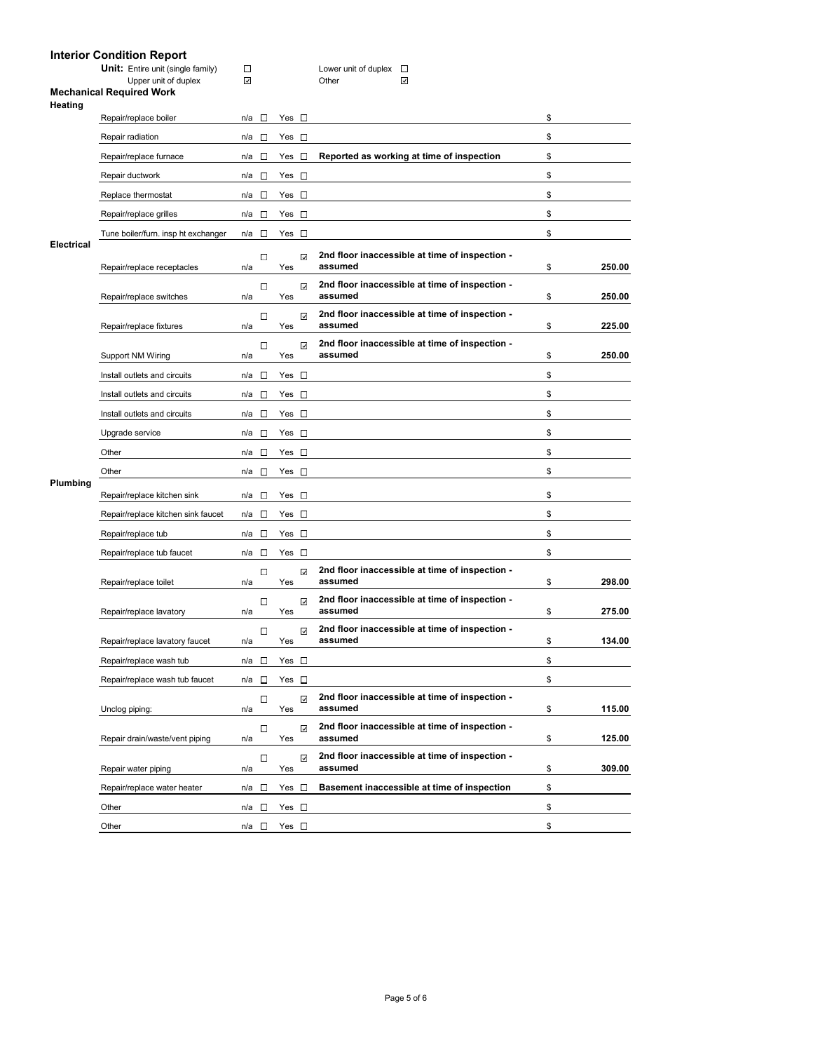# Interior Condition Report

**Unit:** Entire unit (single family) ☐ Lower unit of duplex ☐
Upper unit of duplex ☑ Other ☑

## Mechanical Required Work

### Heating

| Item | n/a | Yes | Notes | Cost |
|---|---|---|---|---|
| Repair/replace boiler | ☐ | ☐ | | $ |
| Repair radiation | ☐ | ☐ | | $ |
| Repair/replace furnace | ☐ | ☐ | **Reported as working at time of inspection** | $ |
| Repair ductwork | ☐ | ☐ | | $ |
| Replace thermostat | ☐ | ☐ | | $ |
| Repair/replace grilles | ☐ | ☐ | | $ |
| Tune boiler/furn. insp ht exchanger | ☐ | ☐ | | $ |

### Electrical

| Item | n/a | Yes | Notes | Cost |
|---|---|---|---|---|
| Repair/replace receptacles | ☐ | ☑ | **2nd floor inaccessible at time of inspection - assumed** | $ **250.00** |
| Repair/replace switches | ☐ | ☑ | **2nd floor inaccessible at time of inspection - assumed** | $ **250.00** |
| Repair/replace fixtures | ☐ | ☑ | **2nd floor inaccessible at time of inspection - assumed** | $ **225.00** |
| Support NM Wiring | ☐ | ☑ | **2nd floor inaccessible at time of inspection - assumed** | $ **250.00** |
| Install outlets and circuits | ☐ | ☐ | | $ |
| Install outlets and circuits | ☐ | ☐ | | $ |
| Install outlets and circuits | ☐ | ☐ | | $ |
| Upgrade service | ☐ | ☐ | | $ |
| Other | ☐ | ☐ | | $ |
| Other | ☐ | ☐ | | $ |

### Plumbing

| Item | n/a | Yes | Notes | Cost |
|---|---|---|---|---|
| Repair/replace kitchen sink | ☐ | ☐ | | $ |
| Repair/replace kitchen sink faucet | ☐ | ☐ | | $ |
| Repair/replace tub | ☐ | ☐ | | $ |
| Repair/replace tub faucet | ☐ | ☐ | | $ |
| Repair/replace toilet | ☐ | ☑ | **2nd floor inaccessible at time of inspection - assumed** | $ **298.00** |
| Repair/replace lavatory | ☐ | ☑ | **2nd floor inaccessible at time of inspection - assumed** | $ **275.00** |
| Repair/replace lavatory faucet | ☐ | ☑ | **2nd floor inaccessible at time of inspection - assumed** | $ **134.00** |
| Repair/replace wash tub | ☐ | ☐ | | $ |
| Repair/replace wash tub faucet | ☐ | ☐ | | $ |
| Unclog piping: | ☐ | ☑ | **2nd floor inaccessible at time of inspection - assumed** | $ **115.00** |
| Repair drain/waste/vent piping | ☐ | ☑ | **2nd floor inaccessible at time of inspection - assumed** | $ **125.00** |
| Repair water piping | ☐ | ☑ | **2nd floor inaccessible at time of inspection - assumed** | $ **309.00** |
| Repair/replace water heater | ☐ | ☐ | **Basement inaccessible at time of inspection** | $ |
| Other | ☐ | ☐ | | $ |
| Other | ☐ | ☐ | | $ |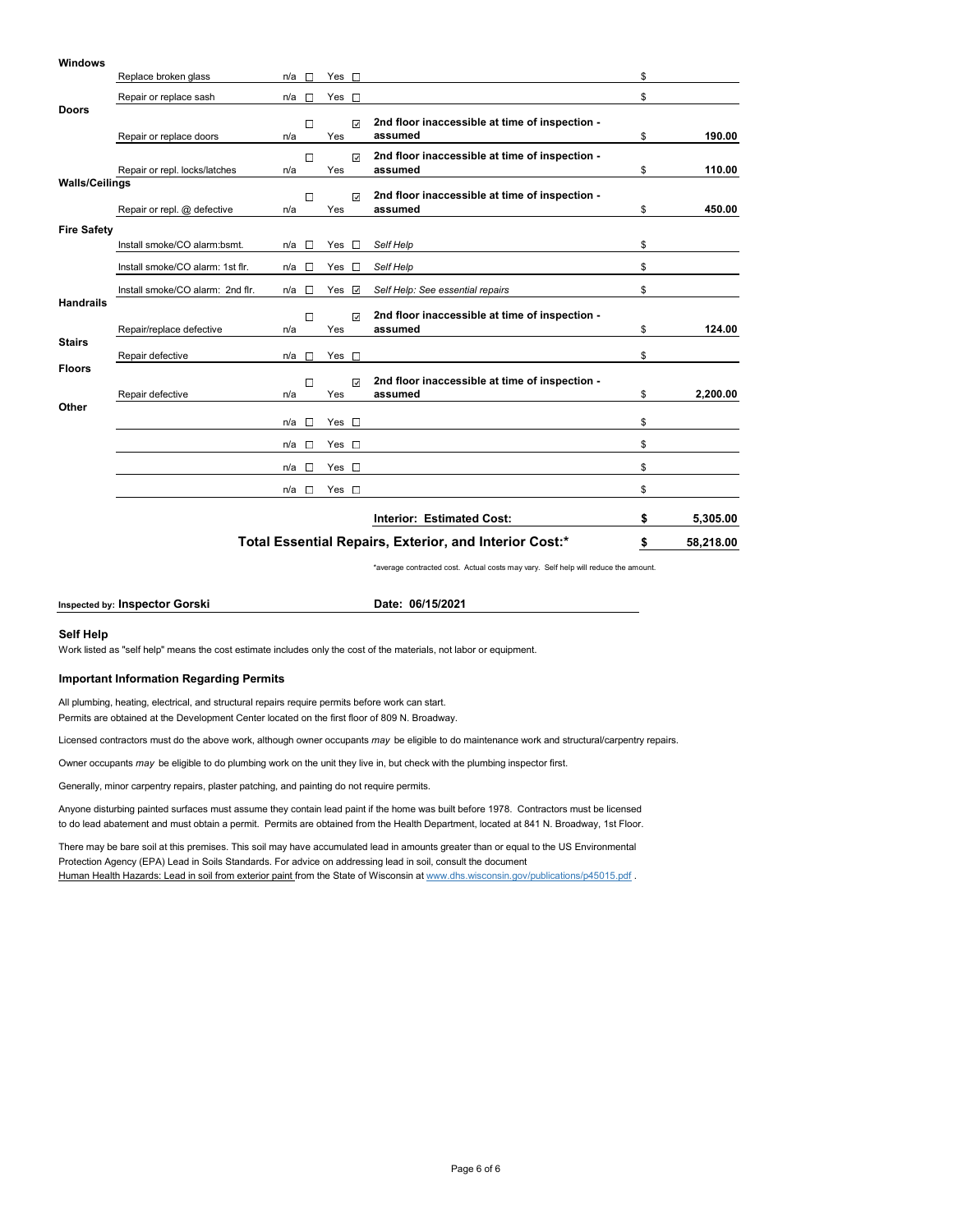| | | | | | |
|---|---|---|---|---|---|
| **Windows** | | | | | |
| | Replace broken glass | n/a ☐ | Yes ☐ | | $ |
| | Repair or replace sash | n/a ☐ | Yes ☐ | | $ |
| **Doors** | | | | | |
| | Repair or replace doors | n/a ☐ | Yes ☑ | **2nd floor inaccessible at time of inspection - assumed** | $ **190.00** |
| | Repair or repl. locks/latches | n/a ☐ | Yes ☑ | **2nd floor inaccessible at time of inspection - assumed** | $ **110.00** |
| **Walls/Ceilings** | | | | | |
| | Repair or repl. @ defective | n/a ☐ | Yes ☑ | **2nd floor inaccessible at time of inspection - assumed** | $ **450.00** |
| **Fire Safety** | | | | | |
| | Install smoke/CO alarm:bsmt. | n/a ☐ | Yes ☐ | *Self Help* | $ |
| | Install smoke/CO alarm: 1st flr. | n/a ☐ | Yes ☐ | *Self Help* | $ |
| | Install smoke/CO alarm: 2nd flr. | n/a ☐ | Yes ☑ | *Self Help: See essential repairs* | $ |
| **Handrails** | | | | | |
| | Repair/replace defective | n/a ☐ | Yes ☑ | **2nd floor inaccessible at time of inspection - assumed** | $ **124.00** |
| **Stairs** | | | | | |
| | Repair defective | n/a ☐ | Yes ☐ | | $ |
| **Floors** | | | | | |
| | Repair defective | n/a ☐ | Yes ☑ | **2nd floor inaccessible at time of inspection - assumed** | $ **2,200.00** |
| **Other** | | | | | |
| | | n/a ☐ | Yes ☐ | | $ |
| | | n/a ☐ | Yes ☐ | | $ |
| | | n/a ☐ | Yes ☐ | | $ |
| | | n/a ☐ | Yes ☐ | | $ |
| | | | | **Interior: Estimated Cost:** | **$ 5,305.00** |
| | | | | **Total Essential Repairs, Exterior, and Interior Cost:*** | **$ 58,218.00** |

*average contracted cost. Actual costs may vary. Self help will reduce the amount.

Inspected by: **Inspector Gorski** **Date: 06/15/2021**

### Self Help

Work listed as "self help" means the cost estimate includes only the cost of the materials, not labor or equipment.

### Important Information Regarding Permits

All plumbing, heating, electrical, and structural repairs require permits before work can start.
Permits are obtained at the Development Center located on the first floor of 809 N. Broadway.

Licensed contractors must do the above work, although owner occupants *may* be eligible to do maintenance work and structural/carpentry repairs.

Owner occupants *may* be eligible to do plumbing work on the unit they live in, but check with the plumbing inspector first.

Generally, minor carpentry repairs, plaster patching, and painting do not require permits.

Anyone disturbing painted surfaces must assume they contain lead paint if the home was built before 1978. Contractors must be licensed to do lead abatement and must obtain a permit. Permits are obtained from the Health Department, located at 841 N. Broadway, 1st Floor.

There may be bare soil at this premises. This soil may have accumulated lead in amounts greater than or equal to the US Environmental Protection Agency (EPA) Lead in Soils Standards. For advice on addressing lead in soil, consult the document Human Health Hazards: Lead in soil from exterior paint from the State of Wisconsin at www.dhs.wisconsin.gov/publications/p45015.pdf .